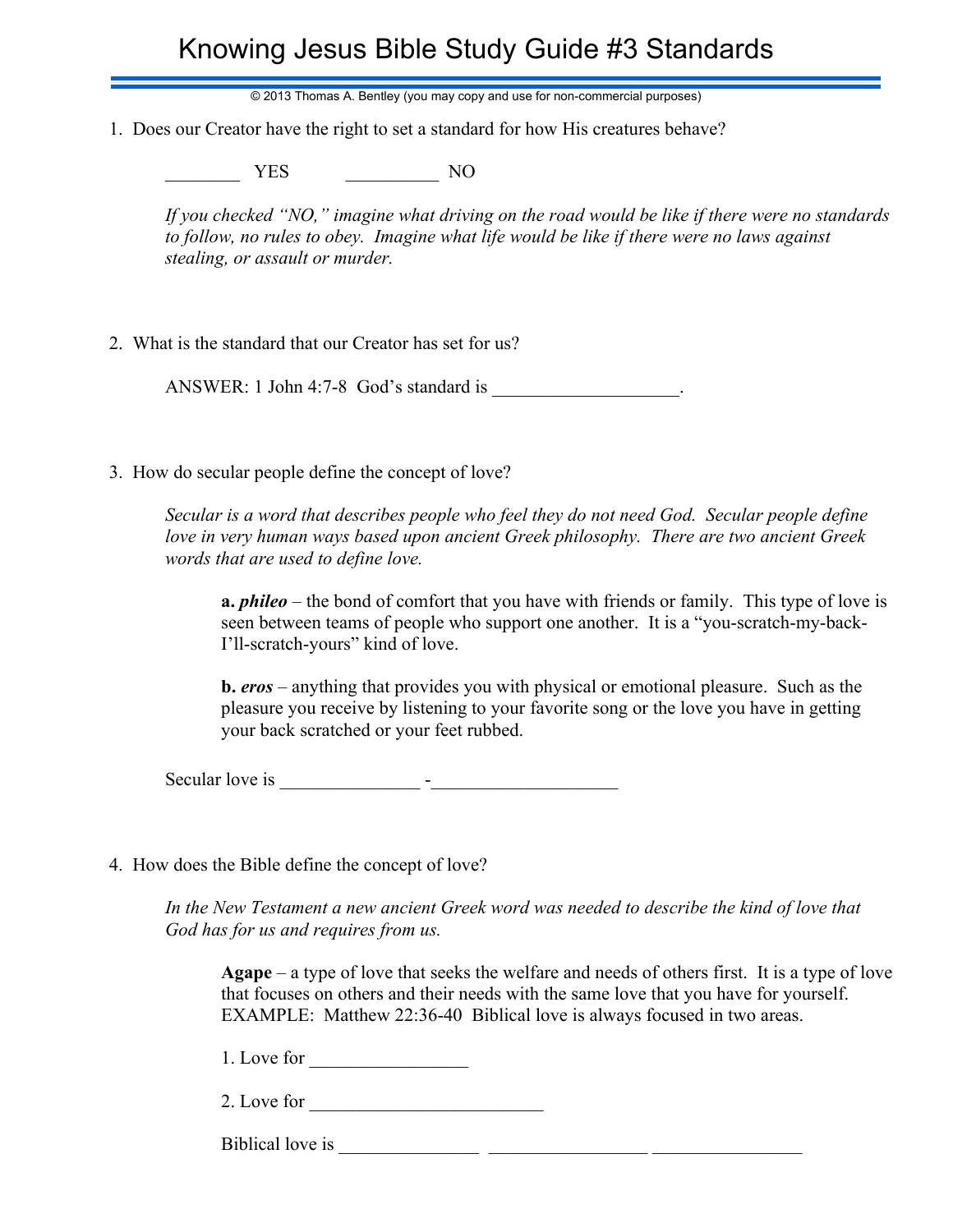# Knowing Jesus Bible Study Guide #3 Standards

© 2013 Thomas A. Bentley (you may copy and use for non-commercial purposes)

1. Does our Creator have the right to set a standard for how His creatures behave?

   ________ YES          __________ NO

   *If you checked "NO," imagine what driving on the road would be like if there were no standards to follow, no rules to obey. Imagine what life would be like if there were no laws against stealing, or assault or murder.*

2. What is the standard that our Creator has set for us?

   ANSWER: 1 John 4:7-8 God's standard is ___________________.

3. How do secular people define the concept of love?

   *Secular is a word that describes people who feel they do not need God. Secular people define love in very human ways based upon ancient Greek philosophy. There are two ancient Greek words that are used to define love.*

   **a. *phileo*** – the bond of comfort that you have with friends or family. This type of love is seen between teams of people who support one another. It is a "you-scratch-my-back-I'll-scratch-yours" kind of love.

   **b. *eros*** – anything that provides you with physical or emotional pleasure. Such as the pleasure you receive by listening to your favorite song or the love you have in getting your back scratched or your feet rubbed.

   Secular love is ______________ -___________________

4. How does the Bible define the concept of love?

   *In the New Testament a new ancient Greek word was needed to describe the kind of love that God has for us and requires from us.*

   **Agape** – a type of love that seeks the welfare and needs of others first. It is a type of love that focuses on others and their needs with the same love that you have for yourself. EXAMPLE: Matthew 22:36-40 Biblical love is always focused in two areas.

   1. Love for ________________

   2. Love for ________________________

   Biblical love is ______________ ________________ _______________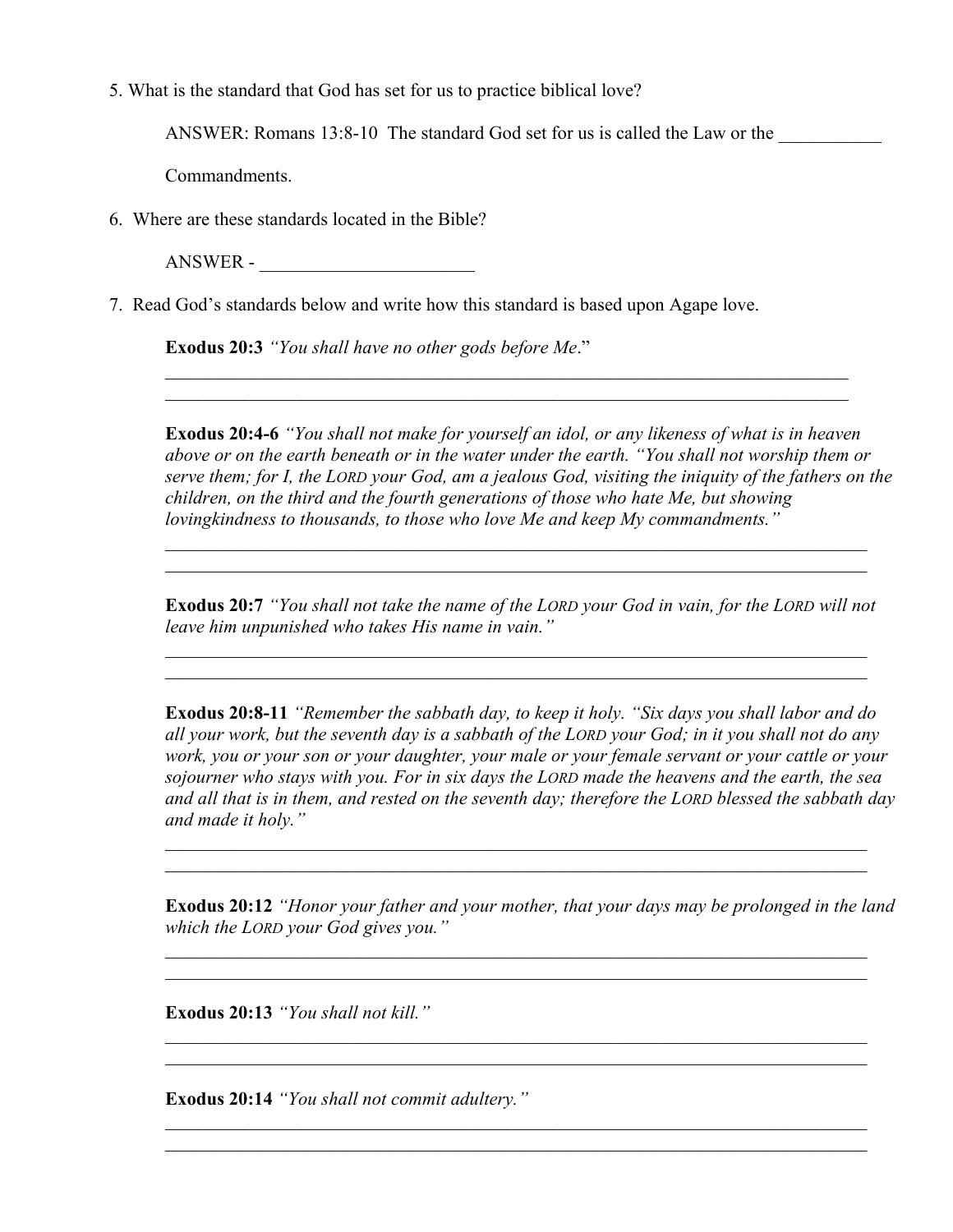5. What is the standard that God has set for us to practice biblical love?

   ANSWER: Romans 13:8-10 The standard God set for us is called the Law or the ___________ Commandments.

6. Where are these standards located in the Bible?

   ANSWER - _______________________

7. Read God's standards below and write how this standard is based upon Agape love.

   **Exodus 20:3** *"You shall have no other gods before Me*."

   ___________________________________________________________________________
   ___________________________________________________________________________

   **Exodus 20:4-6** *"You shall not make for yourself an idol, or any likeness of what is in heaven above or on the earth beneath or in the water under the earth. "You shall not worship them or serve them; for I, the LORD your God, am a jealous God, visiting the iniquity of the fathers on the children, on the third and the fourth generations of those who hate Me, but showing lovingkindness to thousands, to those who love Me and keep My commandments."*

   ___________________________________________________________________________
   ___________________________________________________________________________

   **Exodus 20:7** *"You shall not take the name of the LORD your God in vain, for the LORD will not leave him unpunished who takes His name in vain."*

   ___________________________________________________________________________
   ___________________________________________________________________________

   **Exodus 20:8-11** *"Remember the sabbath day, to keep it holy. "Six days you shall labor and do all your work, but the seventh day is a sabbath of the LORD your God; in it you shall not do any work, you or your son or your daughter, your male or your female servant or your cattle or your sojourner who stays with you. For in six days the LORD made the heavens and the earth, the sea and all that is in them, and rested on the seventh day; therefore the LORD blessed the sabbath day and made it holy."*

   ___________________________________________________________________________
   ___________________________________________________________________________

   **Exodus 20:12** *"Honor your father and your mother, that your days may be prolonged in the land which the LORD your God gives you."*

   ___________________________________________________________________________
   ___________________________________________________________________________

   **Exodus 20:13** *"You shall not kill."*

   ___________________________________________________________________________
   ___________________________________________________________________________

   **Exodus 20:14** *"You shall not commit adultery."*

   ___________________________________________________________________________
   ___________________________________________________________________________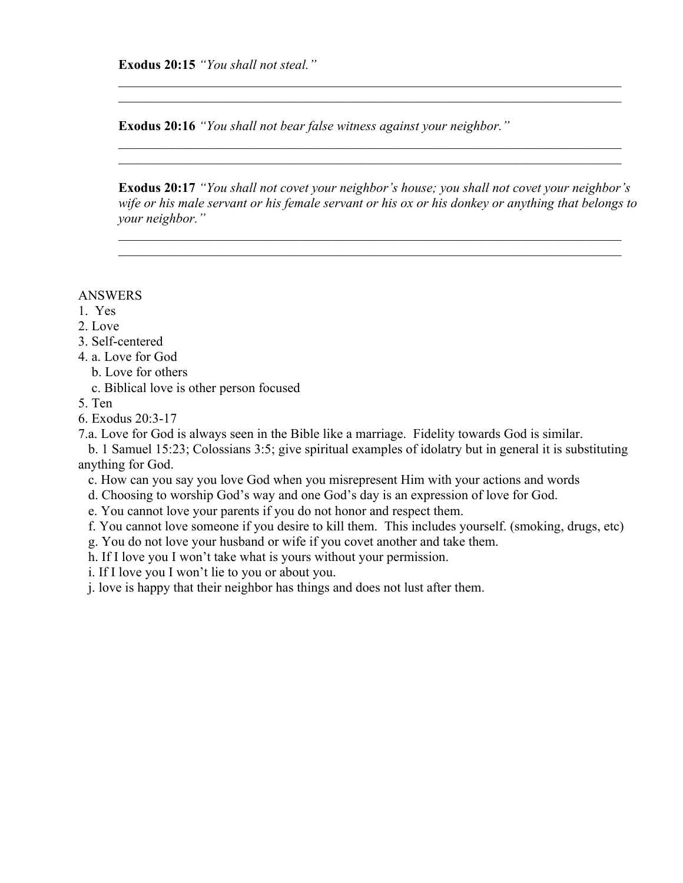**Exodus 20:15** *"You shall not steal."*

\_\_\_\_\_\_\_\_\_\_\_\_\_\_\_\_\_\_\_\_\_\_\_\_\_\_\_\_\_\_\_\_\_\_\_\_\_\_\_\_\_\_\_\_\_\_\_\_\_\_\_\_\_\_\_\_\_\_\_\_\_\_\_\_\_\_\_\_\_\_\_\_\_\_\_\_

\_\_\_\_\_\_\_\_\_\_\_\_\_\_\_\_\_\_\_\_\_\_\_\_\_\_\_\_\_\_\_\_\_\_\_\_\_\_\_\_\_\_\_\_\_\_\_\_\_\_\_\_\_\_\_\_\_\_\_\_\_\_\_\_\_\_\_\_\_\_\_\_\_\_\_\_

**Exodus 20:16** *"You shall not bear false witness against your neighbor."*

\_\_\_\_\_\_\_\_\_\_\_\_\_\_\_\_\_\_\_\_\_\_\_\_\_\_\_\_\_\_\_\_\_\_\_\_\_\_\_\_\_\_\_\_\_\_\_\_\_\_\_\_\_\_\_\_\_\_\_\_\_\_\_\_\_\_\_\_\_\_\_\_\_\_\_\_

\_\_\_\_\_\_\_\_\_\_\_\_\_\_\_\_\_\_\_\_\_\_\_\_\_\_\_\_\_\_\_\_\_\_\_\_\_\_\_\_\_\_\_\_\_\_\_\_\_\_\_\_\_\_\_\_\_\_\_\_\_\_\_\_\_\_\_\_\_\_\_\_\_\_\_\_

**Exodus 20:17** *"You shall not covet your neighbor's house; you shall not covet your neighbor's wife or his male servant or his female servant or his ox or his donkey or anything that belongs to your neighbor."*

\_\_\_\_\_\_\_\_\_\_\_\_\_\_\_\_\_\_\_\_\_\_\_\_\_\_\_\_\_\_\_\_\_\_\_\_\_\_\_\_\_\_\_\_\_\_\_\_\_\_\_\_\_\_\_\_\_\_\_\_\_\_\_\_\_\_\_\_\_\_\_\_\_\_\_\_

\_\_\_\_\_\_\_\_\_\_\_\_\_\_\_\_\_\_\_\_\_\_\_\_\_\_\_\_\_\_\_\_\_\_\_\_\_\_\_\_\_\_\_\_\_\_\_\_\_\_\_\_\_\_\_\_\_\_\_\_\_\_\_\_\_\_\_\_\_\_\_\_\_\_\_\_

ANSWERS

1. Yes
2. Love
3. Self-centered
4. a. Love for God
   b. Love for others
   c. Biblical love is other person focused
5. Ten
6. Exodus 20:3-17
7. a. Love for God is always seen in the Bible like a marriage. Fidelity towards God is similar.
   b. 1 Samuel 15:23; Colossians 3:5; give spiritual examples of idolatry but in general it is substituting anything for God.
   c. How can you say you love God when you misrepresent Him with your actions and words
   d. Choosing to worship God's way and one God's day is an expression of love for God.
   e. You cannot love your parents if you do not honor and respect them.
   f. You cannot love someone if you desire to kill them. This includes yourself. (smoking, drugs, etc)
   g. You do not love your husband or wife if you covet another and take them.
   h. If I love you I won't take what is yours without your permission.
   i. If I love you I won't lie to you or about you.
   j. love is happy that their neighbor has things and does not lust after them.